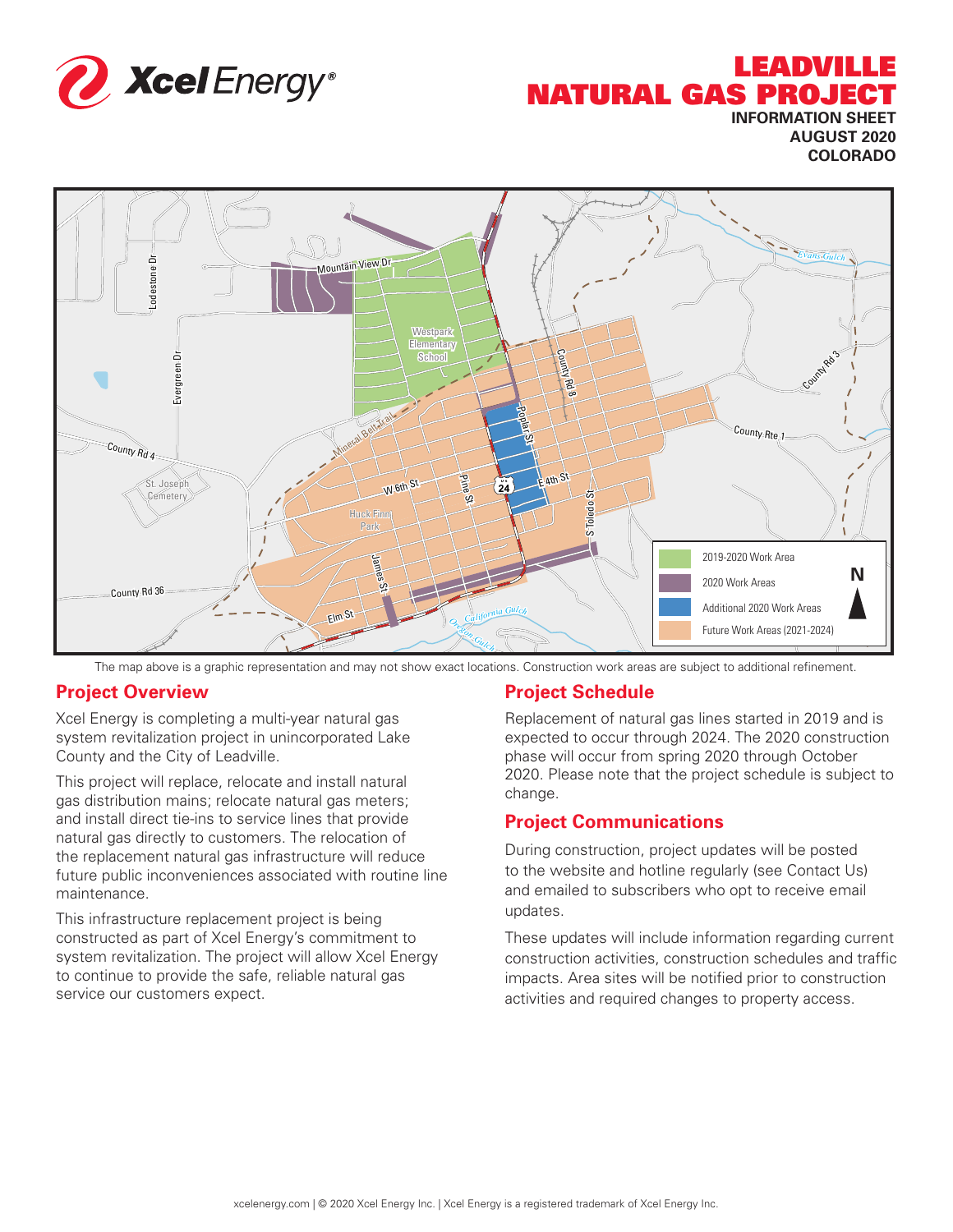# LEADVILLE NATURAL GAS PROJECT

**INFORMATION SHEET**
**AUGUST 2020**
**COLORADO**

The map above is a graphic representation and may not show exact locations. Construction work areas are subject to additional refinement.

## Project Overview

Xcel Energy is completing a multi-year natural gas system revitalization project in unincorporated Lake County and the City of Leadville.

This project will replace, relocate and install natural gas distribution mains; relocate natural gas meters; and install direct tie-ins to service lines that provide natural gas directly to customers. The relocation of the replacement natural gas infrastructure will reduce future public inconveniences associated with routine line maintenance.

This infrastructure replacement project is being constructed as part of Xcel Energy's commitment to system revitalization. The project will allow Xcel Energy to continue to provide the safe, reliable natural gas service our customers expect.

## Project Schedule

Replacement of natural gas lines started in 2019 and is expected to occur through 2024. The 2020 construction phase will occur from spring 2020 through October 2020. Please note that the project schedule is subject to change.

## Project Communications

During construction, project updates will be posted to the website and hotline regularly (see Contact Us) and emailed to subscribers who opt to receive email updates.

These updates will include information regarding current construction activities, construction schedules and traffic impacts. Area sites will be notified prior to construction activities and required changes to property access.

xcelenergy.com | © 2020 Xcel Energy Inc. | Xcel Energy is a registered trademark of Xcel Energy Inc.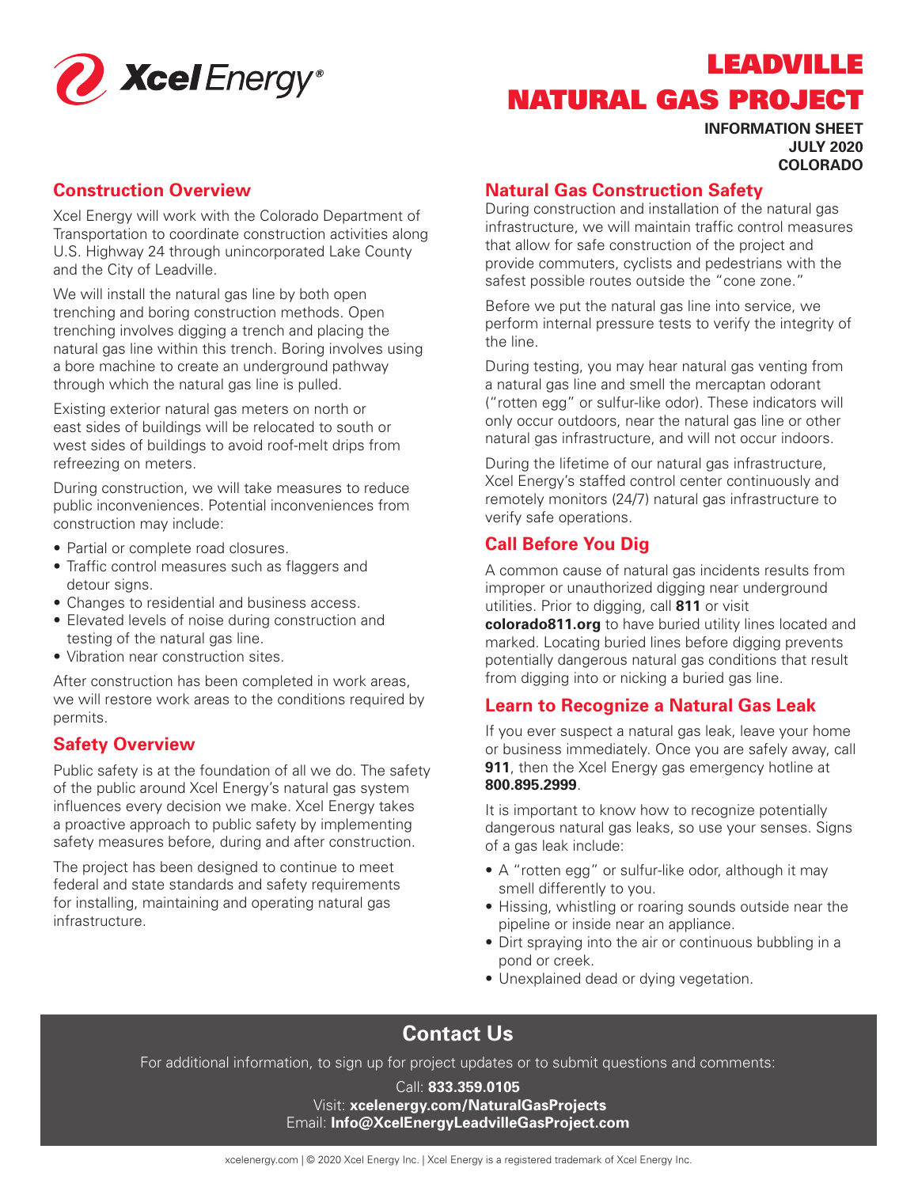# LEADVILLE NATURAL GAS PROJECT

**INFORMATION SHEET**
**JULY 2020**
**COLORADO**

## Construction Overview

Xcel Energy will work with the Colorado Department of Transportation to coordinate construction activities along U.S. Highway 24 through unincorporated Lake County and the City of Leadville.

We will install the natural gas line by both open trenching and boring construction methods. Open trenching involves digging a trench and placing the natural gas line within this trench. Boring involves using a bore machine to create an underground pathway through which the natural gas line is pulled.

Existing exterior natural gas meters on north or east sides of buildings will be relocated to south or west sides of buildings to avoid roof-melt drips from refreezing on meters.

During construction, we will take measures to reduce public inconveniences. Potential inconveniences from construction may include:

- Partial or complete road closures.
- Traffic control measures such as flaggers and detour signs.
- Changes to residential and business access.
- Elevated levels of noise during construction and testing of the natural gas line.
- Vibration near construction sites.

After construction has been completed in work areas, we will restore work areas to the conditions required by permits.

## Safety Overview

Public safety is at the foundation of all we do. The safety of the public around Xcel Energy's natural gas system influences every decision we make. Xcel Energy takes a proactive approach to public safety by implementing safety measures before, during and after construction.

The project has been designed to continue to meet federal and state standards and safety requirements for installing, maintaining and operating natural gas infrastructure.

## Natural Gas Construction Safety

During construction and installation of the natural gas infrastructure, we will maintain traffic control measures that allow for safe construction of the project and provide commuters, cyclists and pedestrians with the safest possible routes outside the "cone zone."

Before we put the natural gas line into service, we perform internal pressure tests to verify the integrity of the line.

During testing, you may hear natural gas venting from a natural gas line and smell the mercaptan odorant ("rotten egg" or sulfur-like odor). These indicators will only occur outdoors, near the natural gas line or other natural gas infrastructure, and will not occur indoors.

During the lifetime of our natural gas infrastructure, Xcel Energy's staffed control center continuously and remotely monitors (24/7) natural gas infrastructure to verify safe operations.

## Call Before You Dig

A common cause of natural gas incidents results from improper or unauthorized digging near underground utilities. Prior to digging, call **811** or visit **colorado811.org** to have buried utility lines located and marked. Locating buried lines before digging prevents potentially dangerous natural gas conditions that result from digging into or nicking a buried gas line.

## Learn to Recognize a Natural Gas Leak

If you ever suspect a natural gas leak, leave your home or business immediately. Once you are safely away, call **911**, then the Xcel Energy gas emergency hotline at **800.895.2999**.

It is important to know how to recognize potentially dangerous natural gas leaks, so use your senses. Signs of a gas leak include:

- A "rotten egg" or sulfur-like odor, although it may smell differently to you.
- Hissing, whistling or roaring sounds outside near the pipeline or inside near an appliance.
- Dirt spraying into the air or continuous bubbling in a pond or creek.
- Unexplained dead or dying vegetation.

## Contact Us

For additional information, to sign up for project updates or to submit questions and comments:

Call: **833.359.0105**
Visit: **xcelenergy.com/NaturalGasProjects**
Email: **Info@XcelEnergyLeadvilleGasProject.com**

xcelenergy.com | © 2020 Xcel Energy Inc. | Xcel Energy is a registered trademark of Xcel Energy Inc.